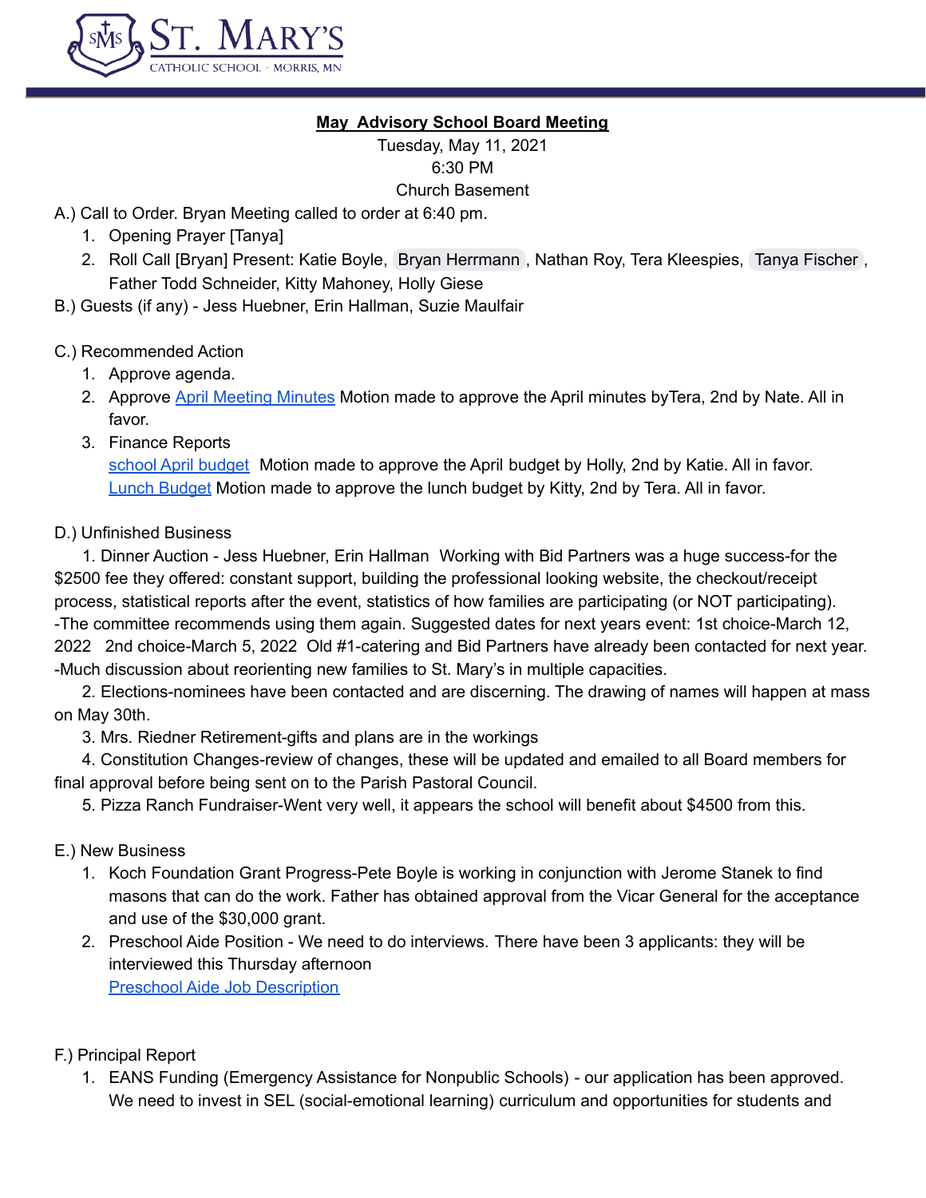ST. MARY'S
CATHOLIC SCHOOL · MORRIS, MN

## **May Advisory School Board Meeting**

Tuesday, May 11, 2021
6:30 PM
Church Basement

A.) Call to Order. Bryan Meeting called to order at 6:40 pm.
1. Opening Prayer [Tanya]
2. Roll Call [Bryan] Present: Katie Boyle, Bryan Herrmann, Nathan Roy, Tera Kleespies, Tanya Fischer, Father Todd Schneider, Kitty Mahoney, Holly Giese

B.) Guests (if any) - Jess Huebner, Erin Hallman, Suzie Maulfair

C.) Recommended Action
1. Approve agenda.
2. Approve April Meeting Minutes Motion made to approve the April minutes byTera, 2nd by Nate. All in favor.
3. Finance Reports
   school April budget  Motion made to approve the April budget by Holly, 2nd by Katie. All in favor.
   Lunch Budget Motion made to approve the lunch budget by Kitty, 2nd by Tera. All in favor.

D.) Unfinished Business

1. Dinner Auction - Jess Huebner, Erin Hallman  Working with Bid Partners was a huge success-for the $2500 fee they offered: constant support, building the professional looking website, the checkout/receipt process, statistical reports after the event, statistics of how families are participating (or NOT participating).
-The committee recommends using them again. Suggested dates for next years event: 1st choice-March 12, 2022   2nd choice-March 5, 2022  Old #1-catering and Bid Partners have already been contacted for next year.
-Much discussion about reorienting new families to St. Mary's in multiple capacities.

2. Elections-nominees have been contacted and are discerning. The drawing of names will happen at mass on May 30th.

3. Mrs. Riedner Retirement-gifts and plans are in the workings

4. Constitution Changes-review of changes, these will be updated and emailed to all Board members for final approval before being sent on to the Parish Pastoral Council.

5. Pizza Ranch Fundraiser-Went very well, it appears the school will benefit about $4500 from this.

E.) New Business
1. Koch Foundation Grant Progress-Pete Boyle is working in conjunction with Jerome Stanek to find masons that can do the work. Father has obtained approval from the Vicar General for the acceptance and use of the $30,000 grant.
2. Preschool Aide Position - We need to do interviews. There have been 3 applicants: they will be interviewed this Thursday afternoon
   Preschool Aide Job Description

F.) Principal Report
1. EANS Funding (Emergency Assistance for Nonpublic Schools) - our application has been approved. We need to invest in SEL (social-emotional learning) curriculum and opportunities for students and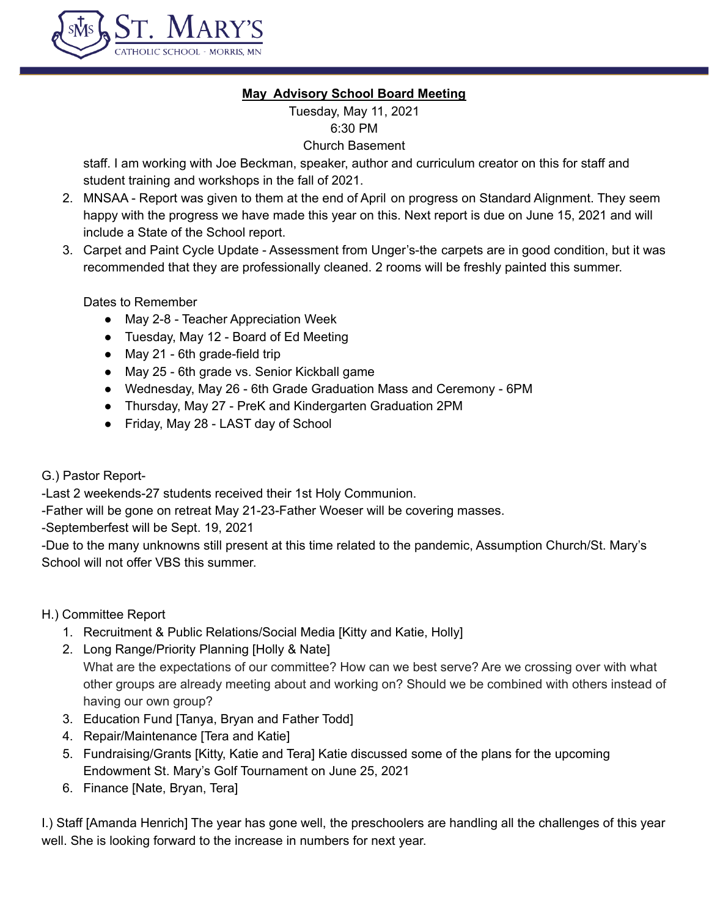## May Advisory School Board Meeting

Tuesday, May 11, 2021
6:30 PM
Church Basement

staff. I am working with Joe Beckman, speaker, author and curriculum creator on this for staff and student training and workshops in the fall of 2021.

2. MNSAA - Report was given to them at the end of April on progress on Standard Alignment. They seem happy with the progress we have made this year on this. Next report is due on June 15, 2021 and will include a State of the School report.
3. Carpet and Paint Cycle Update - Assessment from Unger's-the carpets are in good condition, but it was recommended that they are professionally cleaned. 2 rooms will be freshly painted this summer.

Dates to Remember

- May 2-8 - Teacher Appreciation Week
- Tuesday, May 12 - Board of Ed Meeting
- May 21 - 6th grade-field trip
- May 25 - 6th grade vs. Senior Kickball game
- Wednesday, May 26 - 6th Grade Graduation Mass and Ceremony - 6PM
- Thursday, May 27 - PreK and Kindergarten Graduation 2PM
- Friday, May 28 - LAST day of School

G.) Pastor Report-

-Last 2 weekends-27 students received their 1st Holy Communion.

-Father will be gone on retreat May 21-23-Father Woeser will be covering masses.

-Septemberfest will be Sept. 19, 2021

-Due to the many unknowns still present at this time related to the pandemic, Assumption Church/St. Mary's School will not offer VBS this summer.

H.) Committee Report

1. Recruitment & Public Relations/Social Media [Kitty and Katie, Holly]
2. Long Range/Priority Planning [Holly & Nate]
   What are the expectations of our committee? How can we best serve? Are we crossing over with what other groups are already meeting about and working on? Should we be combined with others instead of having our own group?
3. Education Fund [Tanya, Bryan and Father Todd]
4. Repair/Maintenance [Tera and Katie]
5. Fundraising/Grants [Kitty, Katie and Tera] Katie discussed some of the plans for the upcoming Endowment St. Mary's Golf Tournament on June 25, 2021
6. Finance [Nate, Bryan, Tera]

I.) Staff [Amanda Henrich] The year has gone well, the preschoolers are handling all the challenges of this year well. She is looking forward to the increase in numbers for next year.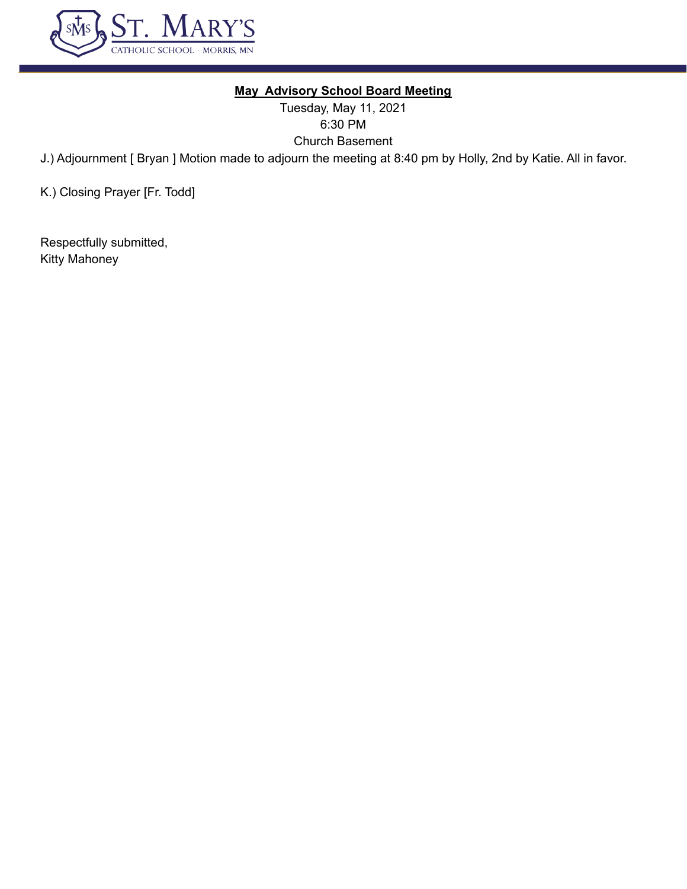**May Advisory School Board Meeting**

Tuesday, May 11, 2021

6:30 PM

Church Basement

J.) Adjournment [ Bryan ] Motion made to adjourn the meeting at 8:40 pm by Holly, 2nd by Katie. All in favor.

K.) Closing Prayer [Fr. Todd]

Respectfully submitted,
Kitty Mahoney